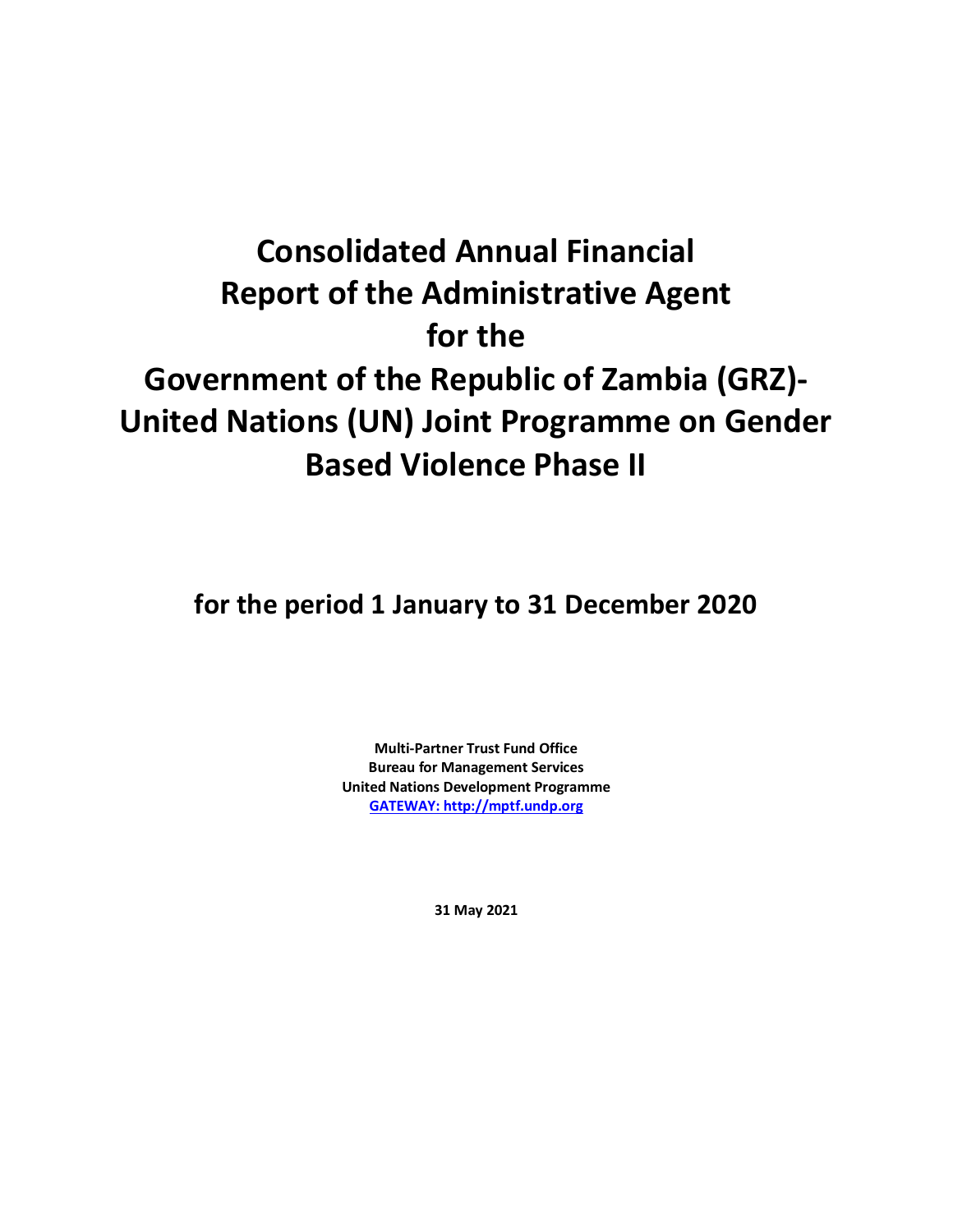# Consolidated Annual Financial Report of the Administrative Agent for the Government of the Republic of Zambia (GRZ)-United Nations (UN) Joint Programme on Gender Based Violence Phase II

## for the period 1 January to 31 December 2020

**Multi-Partner Trust Fund Office**
**Bureau for Management Services**
**United Nations Development Programme**
**[GATEWAY: http://mptf.undp.org](http://mptf.undp.org)**

**31 May 2021**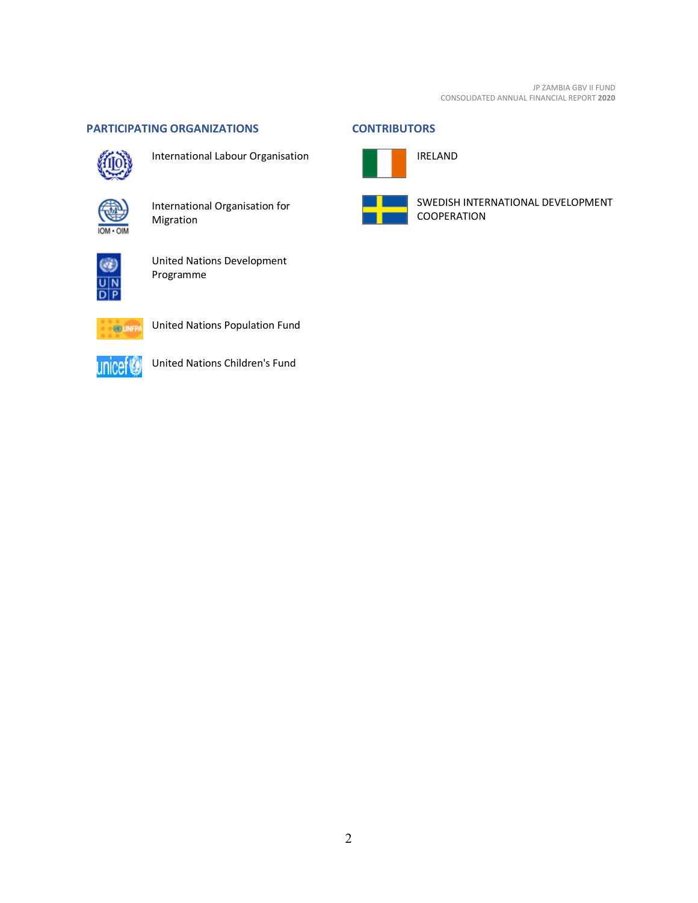## PARTICIPATING ORGANIZATIONS

- International Labour Organisation
- International Organisation for Migration
- United Nations Development Programme
- United Nations Population Fund
- United Nations Children's Fund

## CONTRIBUTORS

- IRELAND
- SWEDISH INTERNATIONAL DEVELOPMENT COOPERATION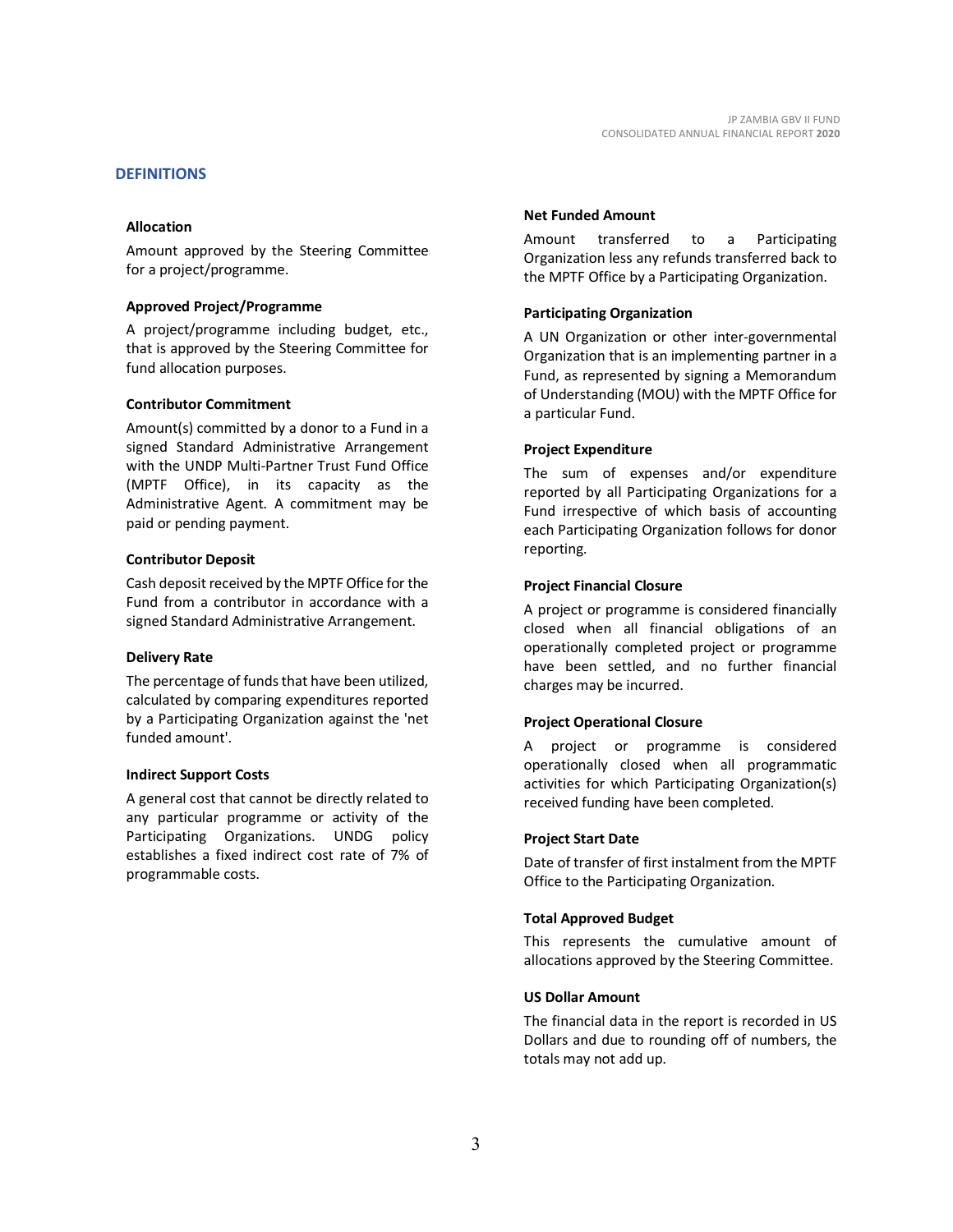## DEFINITIONS

### Allocation

Amount approved by the Steering Committee for a project/programme.

### Approved Project/Programme

A project/programme including budget, etc., that is approved by the Steering Committee for fund allocation purposes.

### Contributor Commitment

Amount(s) committed by a donor to a Fund in a signed Standard Administrative Arrangement with the UNDP Multi-Partner Trust Fund Office (MPTF Office), in its capacity as the Administrative Agent. A commitment may be paid or pending payment.

### Contributor Deposit

Cash deposit received by the MPTF Office for the Fund from a contributor in accordance with a signed Standard Administrative Arrangement.

### Delivery Rate

The percentage of funds that have been utilized, calculated by comparing expenditures reported by a Participating Organization against the 'net funded amount'.

### Indirect Support Costs

A general cost that cannot be directly related to any particular programme or activity of the Participating Organizations. UNDG policy establishes a fixed indirect cost rate of 7% of programmable costs.

### Net Funded Amount

Amount transferred to a Participating Organization less any refunds transferred back to the MPTF Office by a Participating Organization.

### Participating Organization

A UN Organization or other inter-governmental Organization that is an implementing partner in a Fund, as represented by signing a Memorandum of Understanding (MOU) with the MPTF Office for a particular Fund.

### Project Expenditure

The sum of expenses and/or expenditure reported by all Participating Organizations for a Fund irrespective of which basis of accounting each Participating Organization follows for donor reporting.

### Project Financial Closure

A project or programme is considered financially closed when all financial obligations of an operationally completed project or programme have been settled, and no further financial charges may be incurred.

### Project Operational Closure

A project or programme is considered operationally closed when all programmatic activities for which Participating Organization(s) received funding have been completed.

### Project Start Date

Date of transfer of first instalment from the MPTF Office to the Participating Organization.

### Total Approved Budget

This represents the cumulative amount of allocations approved by the Steering Committee.

### US Dollar Amount

The financial data in the report is recorded in US Dollars and due to rounding off of numbers, the totals may not add up.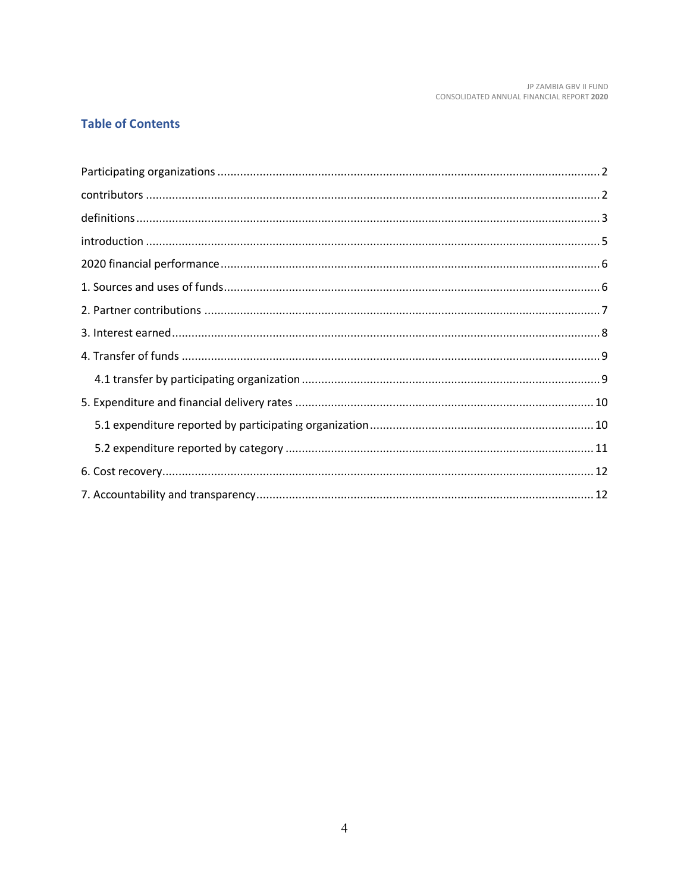## Table of Contents

- Participating organizations .................................................. 2
- contributors .................................................. 2
- definitions .................................................. 3
- introduction .................................................. 5
- 2020 financial performance .................................................. 6
- 1. Sources and uses of funds .................................................. 6
- 2. Partner contributions .................................................. 7
- 3. Interest earned .................................................. 8
- 4. Transfer of funds .................................................. 9
  - 4.1 transfer by participating organization .................................................. 9
- 5. Expenditure and financial delivery rates .................................................. 10
  - 5.1 expenditure reported by participating organization .................................................. 10
  - 5.2 expenditure reported by category .................................................. 11
- 6. Cost recovery .................................................. 12
- 7. Accountability and transparency .................................................. 12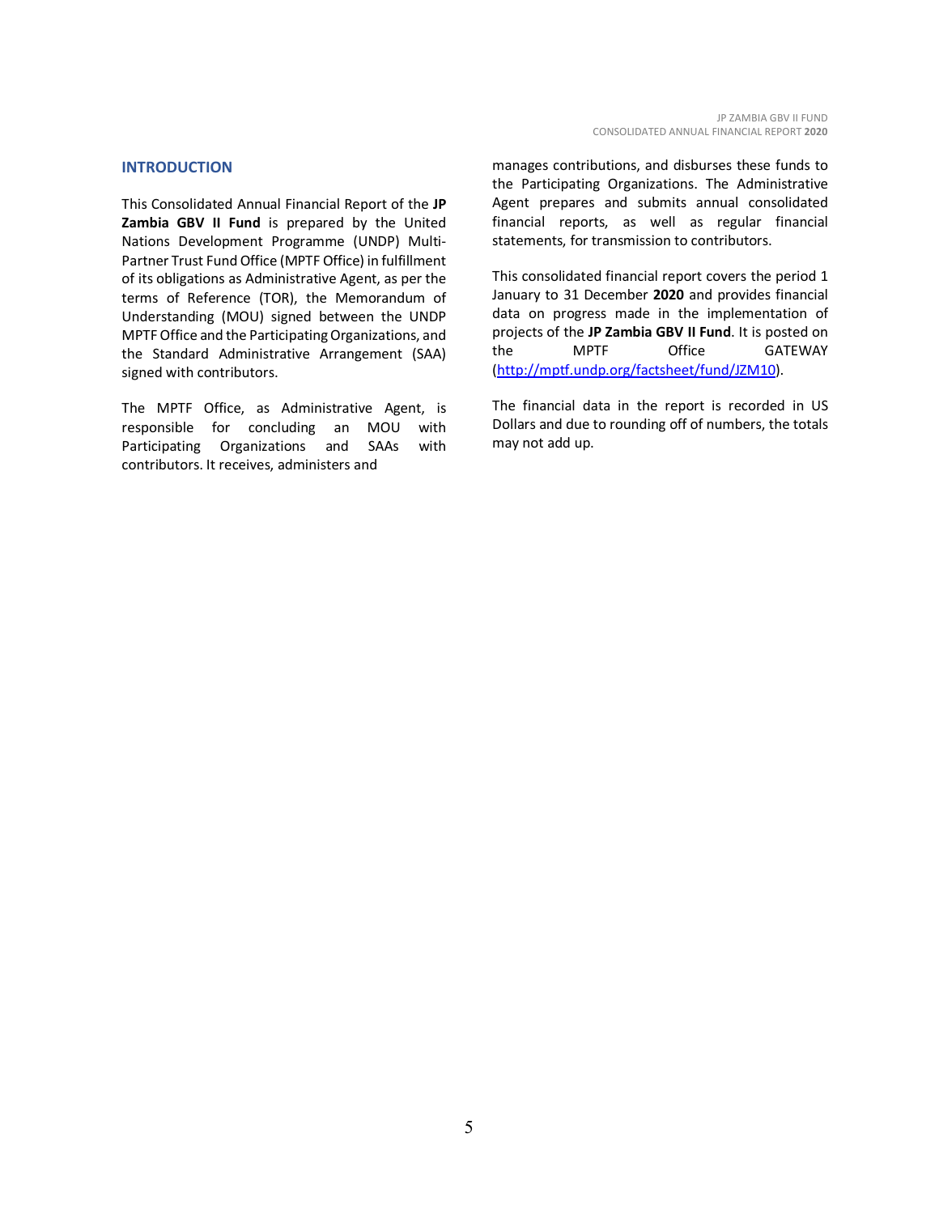## INTRODUCTION

This Consolidated Annual Financial Report of the **JP Zambia GBV II Fund** is prepared by the United Nations Development Programme (UNDP) Multi-Partner Trust Fund Office (MPTF Office) in fulfillment of its obligations as Administrative Agent, as per the terms of Reference (TOR), the Memorandum of Understanding (MOU) signed between the UNDP MPTF Office and the Participating Organizations, and the Standard Administrative Arrangement (SAA) signed with contributors.

The MPTF Office, as Administrative Agent, is responsible for concluding an MOU with Participating Organizations and SAAs with contributors. It receives, administers and manages contributions, and disburses these funds to the Participating Organizations. The Administrative Agent prepares and submits annual consolidated financial reports, as well as regular financial statements, for transmission to contributors.

This consolidated financial report covers the period 1 January to 31 December **2020** and provides financial data on progress made in the implementation of projects of the **JP Zambia GBV II Fund**. It is posted on the MPTF Office GATEWAY (http://mptf.undp.org/factsheet/fund/JZM10).

The financial data in the report is recorded in US Dollars and due to rounding off of numbers, the totals may not add up.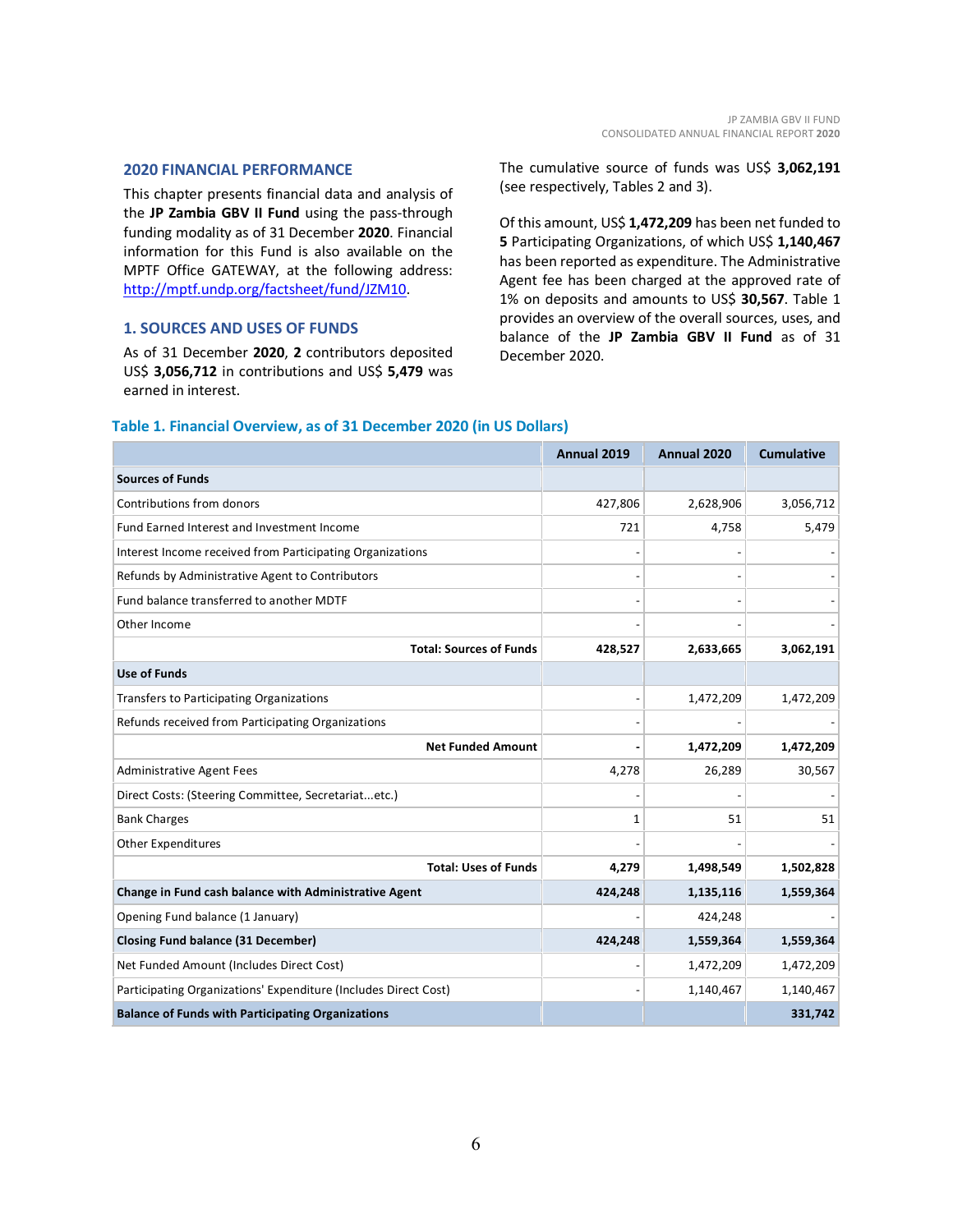## 2020 FINANCIAL PERFORMANCE

This chapter presents financial data and analysis of the **JP Zambia GBV II Fund** using the pass-through funding modality as of 31 December **2020**. Financial information for this Fund is also available on the MPTF Office GATEWAY, at the following address: http://mptf.undp.org/factsheet/fund/JZM10.

## 1. SOURCES AND USES OF FUNDS

As of 31 December **2020**, **2** contributors deposited US$ **3,056,712** in contributions and US$ **5,479** was earned in interest.

The cumulative source of funds was US$ **3,062,191** (see respectively, Tables 2 and 3).

Of this amount, US$ **1,472,209** has been net funded to **5** Participating Organizations, of which US$ **1,140,467** has been reported as expenditure. The Administrative Agent fee has been charged at the approved rate of 1% on deposits and amounts to US$ **30,567**. Table 1 provides an overview of the overall sources, uses, and balance of the **JP Zambia GBV II Fund** as of 31 December 2020.

### Table 1. Financial Overview, as of 31 December 2020 (in US Dollars)

| | Annual 2019 | Annual 2020 | Cumulative |
|---|---|---|---|
| **Sources of Funds** | | | |
| Contributions from donors | 427,806 | 2,628,906 | 3,056,712 |
| Fund Earned Interest and Investment Income | 721 | 4,758 | 5,479 |
| Interest Income received from Participating Organizations | - | - | - |
| Refunds by Administrative Agent to Contributors | - | - | - |
| Fund balance transferred to another MDTF | - | - | - |
| Other Income | - | - | - |
| **Total: Sources of Funds** | **428,527** | **2,633,665** | **3,062,191** |
| **Use of Funds** | | | |
| Transfers to Participating Organizations | - | 1,472,209 | 1,472,209 |
| Refunds received from Participating Organizations | - | - | - |
| **Net Funded Amount** | **-** | **1,472,209** | **1,472,209** |
| Administrative Agent Fees | 4,278 | 26,289 | 30,567 |
| Direct Costs: (Steering Committee, Secretariat...etc.) | - | - | - |
| Bank Charges | 1 | 51 | 51 |
| Other Expenditures | - | - | - |
| **Total: Uses of Funds** | **4,279** | **1,498,549** | **1,502,828** |
| **Change in Fund cash balance with Administrative Agent** | **424,248** | **1,135,116** | **1,559,364** |
| Opening Fund balance (1 January) | - | 424,248 | - |
| **Closing Fund balance (31 December)** | **424,248** | **1,559,364** | **1,559,364** |
| Net Funded Amount (Includes Direct Cost) | - | 1,472,209 | 1,472,209 |
| Participating Organizations' Expenditure (Includes Direct Cost) | - | 1,140,467 | 1,140,467 |
| **Balance of Funds with Participating Organizations** | | | **331,742** |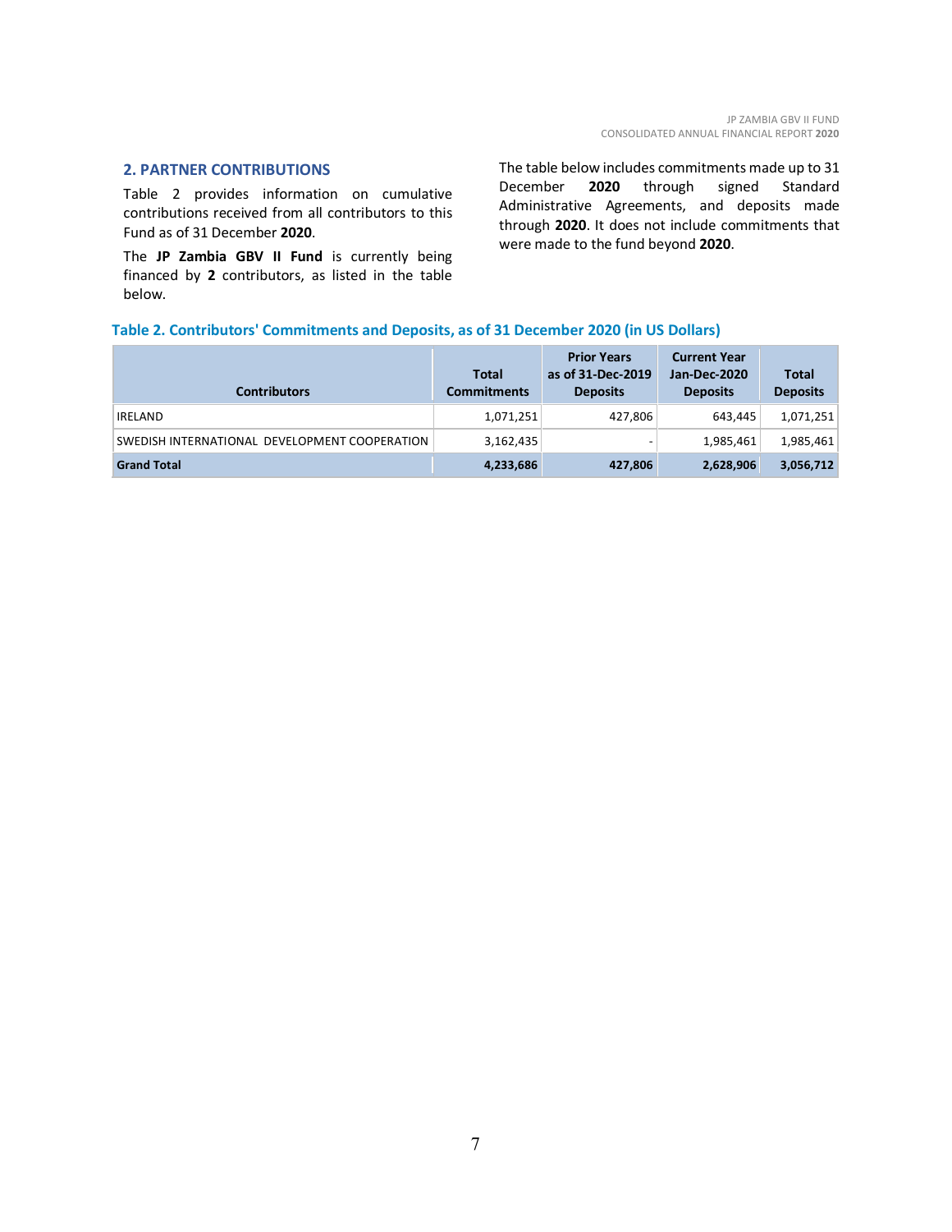## 2. PARTNER CONTRIBUTIONS

Table 2 provides information on cumulative contributions received from all contributors to this Fund as of 31 December **2020**.

The **JP Zambia GBV II Fund** is currently being financed by **2** contributors, as listed in the table below.

The table below includes commitments made up to 31 December **2020** through signed Standard Administrative Agreements, and deposits made through **2020**. It does not include commitments that were made to the fund beyond **2020**.

### Table 2. Contributors' Commitments and Deposits, as of 31 December 2020 (in US Dollars)

| Contributors | Total Commitments | Prior Years as of 31-Dec-2019 Deposits | Current Year Jan-Dec-2020 Deposits | Total Deposits |
|---|---|---|---|---|
| IRELAND | 1,071,251 | 427,806 | 643,445 | 1,071,251 |
| SWEDISH INTERNATIONAL DEVELOPMENT COOPERATION | 3,162,435 | - | 1,985,461 | 1,985,461 |
| **Grand Total** | **4,233,686** | **427,806** | **2,628,906** | **3,056,712** |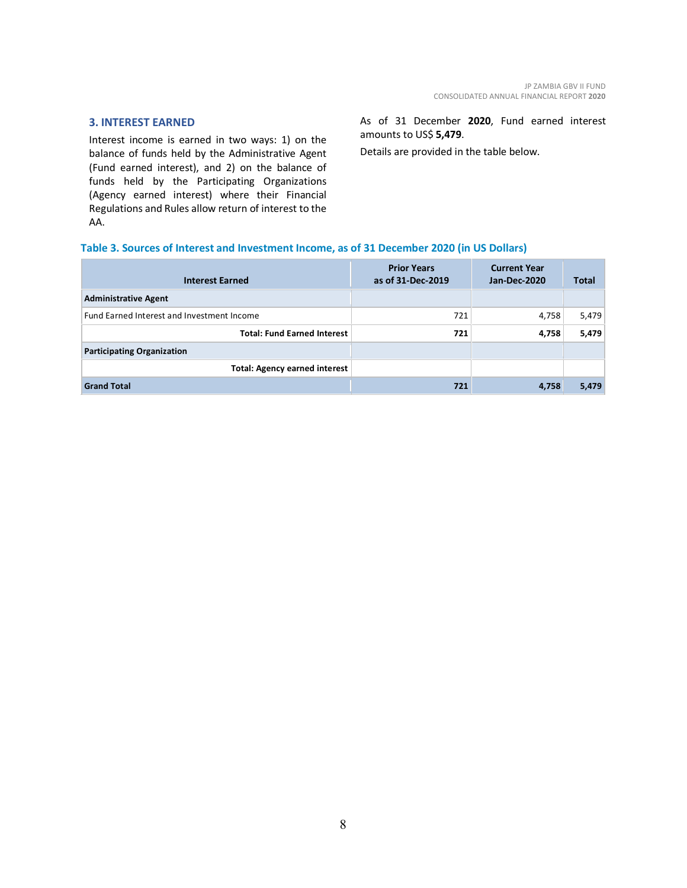## 3. INTEREST EARNED

Interest income is earned in two ways: 1) on the balance of funds held by the Administrative Agent (Fund earned interest), and 2) on the balance of funds held by the Participating Organizations (Agency earned interest) where their Financial Regulations and Rules allow return of interest to the AA.

As of 31 December **2020**, Fund earned interest amounts to US$ **5,479**.

Details are provided in the table below.

**Table 3. Sources of Interest and Investment Income, as of 31 December 2020 (in US Dollars)**

| Interest Earned | Prior Years as of 31-Dec-2019 | Current Year Jan-Dec-2020 | Total |
|---|---|---|---|
| **Administrative Agent** | | | |
| Fund Earned Interest and Investment Income | 721 | 4,758 | 5,479 |
| **Total: Fund Earned Interest** | **721** | **4,758** | **5,479** |
| **Participating Organization** | | | |
| **Total: Agency earned interest** | | | |
| **Grand Total** | **721** | **4,758** | **5,479** |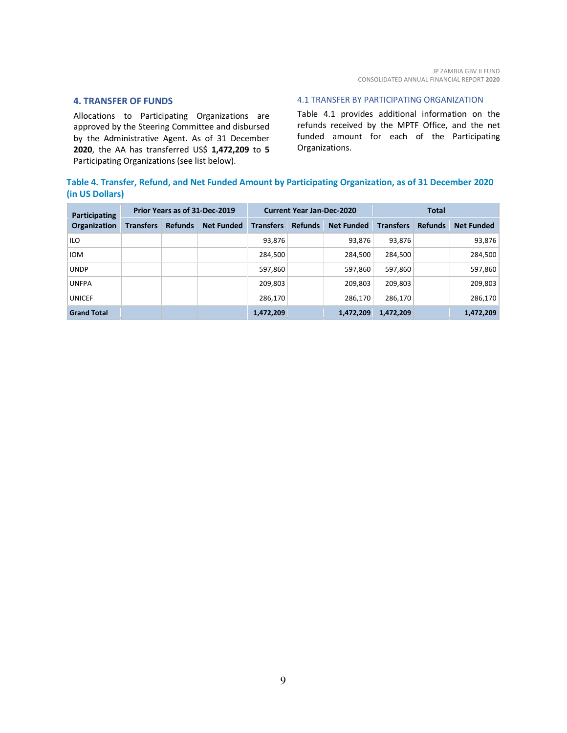## 4. TRANSFER OF FUNDS

Allocations to Participating Organizations are approved by the Steering Committee and disbursed by the Administrative Agent. As of 31 December **2020**, the AA has transferred US$ **1,472,209** to **5** Participating Organizations (see list below).

### 4.1 TRANSFER BY PARTICIPATING ORGANIZATION

Table 4.1 provides additional information on the refunds received by the MPTF Office, and the net funded amount for each of the Participating Organizations.

**Table 4. Transfer, Refund, and Net Funded Amount by Participating Organization, as of 31 December 2020 (in US Dollars)**

| Participating Organization | Prior Years as of 31-Dec-2019 | | | Current Year Jan-Dec-2020 | | | Total | | |
|---|---|---|---|---|---|---|---|---|---|
| | Transfers | Refunds | Net Funded | Transfers | Refunds | Net Funded | Transfers | Refunds | Net Funded |
| ILO | | | | 93,876 | | 93,876 | 93,876 | | 93,876 |
| IOM | | | | 284,500 | | 284,500 | 284,500 | | 284,500 |
| UNDP | | | | 597,860 | | 597,860 | 597,860 | | 597,860 |
| UNFPA | | | | 209,803 | | 209,803 | 209,803 | | 209,803 |
| UNICEF | | | | 286,170 | | 286,170 | 286,170 | | 286,170 |
| **Grand Total** | | | | **1,472,209** | | **1,472,209** | **1,472,209** | | **1,472,209** |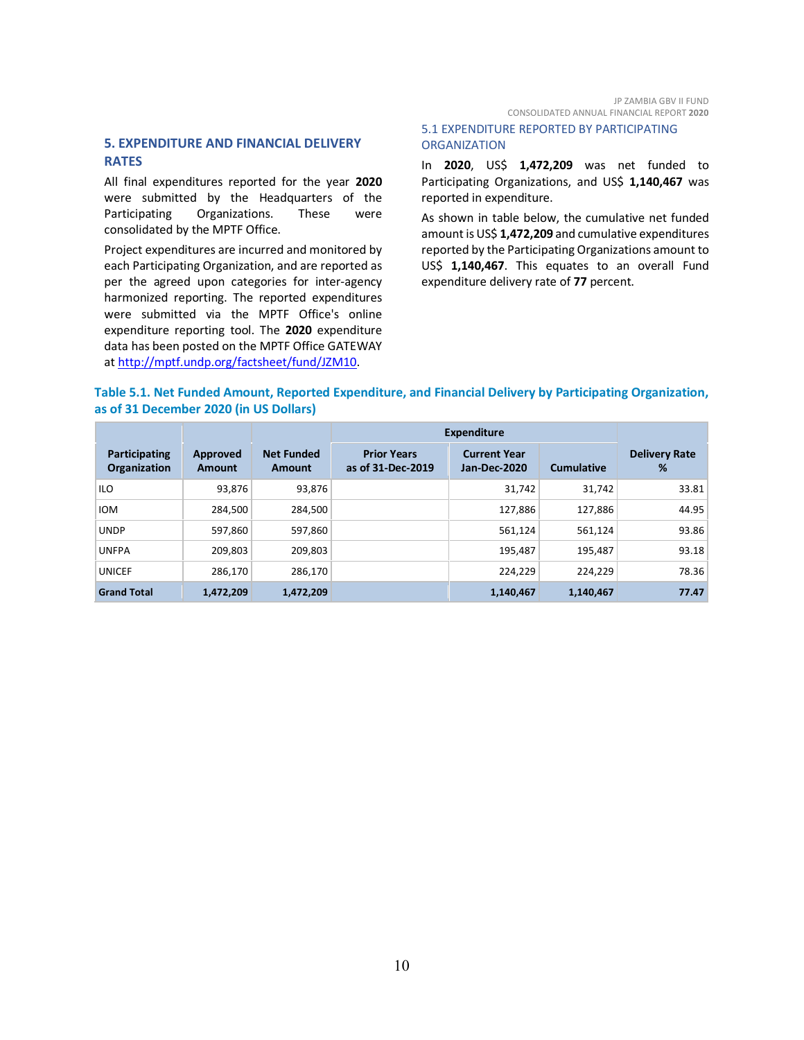## 5. EXPENDITURE AND FINANCIAL DELIVERY RATES

All final expenditures reported for the year **2020** were submitted by the Headquarters of the Participating Organizations. These were consolidated by the MPTF Office.

Project expenditures are incurred and monitored by each Participating Organization, and are reported as per the agreed upon categories for inter-agency harmonized reporting. The reported expenditures were submitted via the MPTF Office's online expenditure reporting tool. The **2020** expenditure data has been posted on the MPTF Office GATEWAY at http://mptf.undp.org/factsheet/fund/JZM10.

### 5.1 EXPENDITURE REPORTED BY PARTICIPATING ORGANIZATION

In **2020**, US$ **1,472,209** was net funded to Participating Organizations, and US$ **1,140,467** was reported in expenditure.

As shown in table below, the cumulative net funded amount is US$ **1,472,209** and cumulative expenditures reported by the Participating Organizations amount to US$ **1,140,467**. This equates to an overall Fund expenditure delivery rate of **77** percent.

**Table 5.1. Net Funded Amount, Reported Expenditure, and Financial Delivery by Participating Organization, as of 31 December 2020 (in US Dollars)**

| | | | Expenditure | | | |
|---|---|---|---|---|---|---|
| Participating Organization | Approved Amount | Net Funded Amount | Prior Years as of 31-Dec-2019 | Current Year Jan-Dec-2020 | Cumulative | Delivery Rate % |
| ILO | 93,876 | 93,876 | | 31,742 | 31,742 | 33.81 |
| IOM | 284,500 | 284,500 | | 127,886 | 127,886 | 44.95 |
| UNDP | 597,860 | 597,860 | | 561,124 | 561,124 | 93.86 |
| UNFPA | 209,803 | 209,803 | | 195,487 | 195,487 | 93.18 |
| UNICEF | 286,170 | 286,170 | | 224,229 | 224,229 | 78.36 |
| **Grand Total** | **1,472,209** | **1,472,209** | | **1,140,467** | **1,140,467** | **77.47** |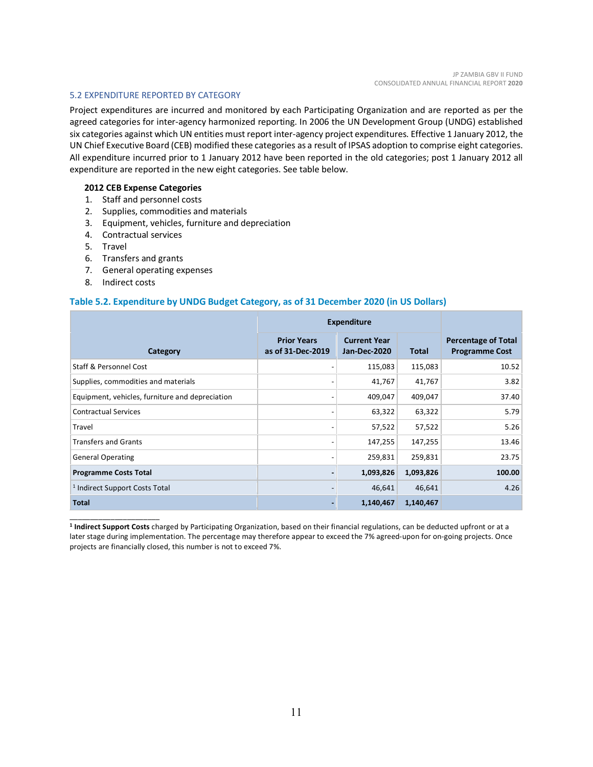### 5.2 EXPENDITURE REPORTED BY CATEGORY

Project expenditures are incurred and monitored by each Participating Organization and are reported as per the agreed categories for inter-agency harmonized reporting. In 2006 the UN Development Group (UNDG) established six categories against which UN entities must report inter-agency project expenditures. Effective 1 January 2012, the UN Chief Executive Board (CEB) modified these categories as a result of IPSAS adoption to comprise eight categories. All expenditure incurred prior to 1 January 2012 have been reported in the old categories; post 1 January 2012 all expenditure are reported in the new eight categories. See table below.

**2012 CEB Expense Categories**

1. Staff and personnel costs
2. Supplies, commodities and materials
3. Equipment, vehicles, furniture and depreciation
4. Contractual services
5. Travel
6. Transfers and grants
7. General operating expenses
8. Indirect costs

**Table 5.2. Expenditure by UNDG Budget Category, as of 31 December 2020 (in US Dollars)**

| Category | Expenditure | | | Percentage of Total Programme Cost |
|---|---|---|---|---|
| | Prior Years as of 31-Dec-2019 | Current Year Jan-Dec-2020 | Total | |
| Staff & Personnel Cost | - | 115,083 | 115,083 | 10.52 |
| Supplies, commodities and materials | - | 41,767 | 41,767 | 3.82 |
| Equipment, vehicles, furniture and depreciation | - | 409,047 | 409,047 | 37.40 |
| Contractual Services | - | 63,322 | 63,322 | 5.79 |
| Travel | - | 57,522 | 57,522 | 5.26 |
| Transfers and Grants | - | 147,255 | 147,255 | 13.46 |
| General Operating | - | 259,831 | 259,831 | 23.75 |
| **Programme Costs Total** | **-** | **1,093,826** | **1,093,826** | **100.00** |
| [1] Indirect Support Costs Total | - | 46,641 | 46,641 | 4.26 |
| **Total** | **-** | **1,140,467** | **1,140,467** | |

[1] **Indirect Support Costs** charged by Participating Organization, based on their financial regulations, can be deducted upfront or at a later stage during implementation. The percentage may therefore appear to exceed the 7% agreed-upon for on-going projects. Once projects are financially closed, this number is not to exceed 7%.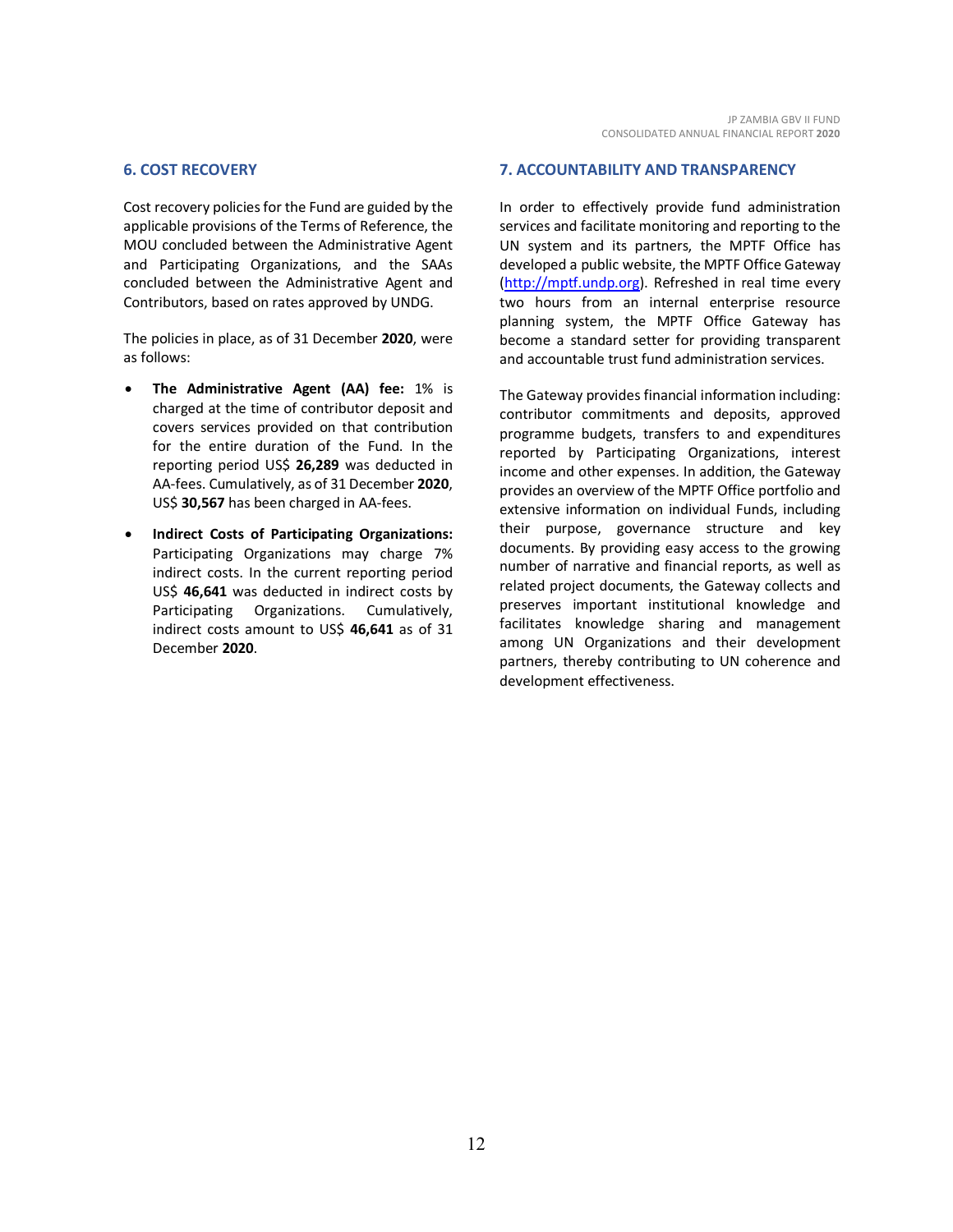## 6. COST RECOVERY

Cost recovery policies for the Fund are guided by the applicable provisions of the Terms of Reference, the MOU concluded between the Administrative Agent and Participating Organizations, and the SAAs concluded between the Administrative Agent and Contributors, based on rates approved by UNDG.

The policies in place, as of 31 December **2020**, were as follows:

- **The Administrative Agent (AA) fee:** 1% is charged at the time of contributor deposit and covers services provided on that contribution for the entire duration of the Fund. In the reporting period US$ **26,289** was deducted in AA-fees. Cumulatively, as of 31 December **2020**, US$ **30,567** has been charged in AA-fees.
- **Indirect Costs of Participating Organizations:** Participating Organizations may charge 7% indirect costs. In the current reporting period US$ **46,641** was deducted in indirect costs by Participating Organizations. Cumulatively, indirect costs amount to US$ **46,641** as of 31 December **2020**.

## 7. ACCOUNTABILITY AND TRANSPARENCY

In order to effectively provide fund administration services and facilitate monitoring and reporting to the UN system and its partners, the MPTF Office has developed a public website, the MPTF Office Gateway (http://mptf.undp.org). Refreshed in real time every two hours from an internal enterprise resource planning system, the MPTF Office Gateway has become a standard setter for providing transparent and accountable trust fund administration services.

The Gateway provides financial information including: contributor commitments and deposits, approved programme budgets, transfers to and expenditures reported by Participating Organizations, interest income and other expenses. In addition, the Gateway provides an overview of the MPTF Office portfolio and extensive information on individual Funds, including their purpose, governance structure and key documents. By providing easy access to the growing number of narrative and financial reports, as well as related project documents, the Gateway collects and preserves important institutional knowledge and facilitates knowledge sharing and management among UN Organizations and their development partners, thereby contributing to UN coherence and development effectiveness.